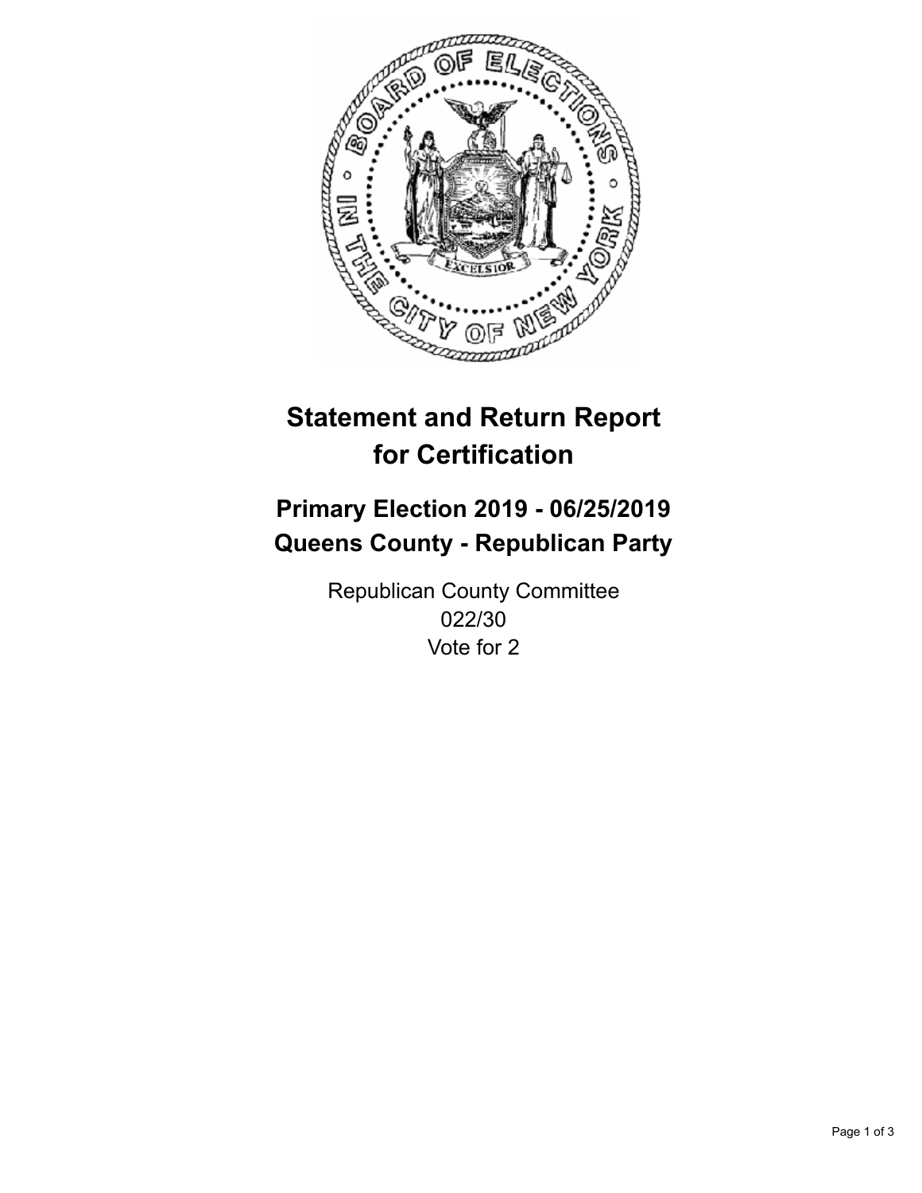# Statement and Return Report for Certification

## Primary Election 2019 - 06/25/2019
## Queens County - Republican Party

Republican County Committee
022/30
Vote for 2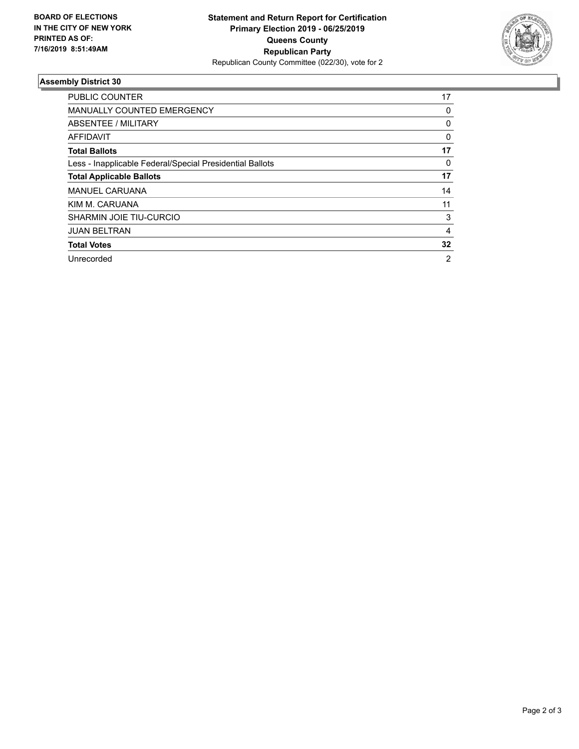**BOARD OF ELECTIONS IN THE CITY OF NEW YORK PRINTED AS OF: 7/16/2019 8:51:49AM**

# Statement and Return Report for Certification
## Primary Election 2019 - 06/25/2019
## Queens County
## Republican Party

Republican County Committee (022/30), vote for 2

### Assembly District 30

| | |
|---|---|
| PUBLIC COUNTER | 17 |
| MANUALLY COUNTED EMERGENCY | 0 |
| ABSENTEE / MILITARY | 0 |
| AFFIDAVIT | 0 |
| **Total Ballots** | **17** |
| Less - Inapplicable Federal/Special Presidential Ballots | 0 |
| **Total Applicable Ballots** | **17** |
| MANUEL CARUANA | 14 |
| KIM M. CARUANA | 11 |
| SHARMIN JOIE TIU-CURCIO | 3 |
| JUAN BELTRAN | 4 |
| **Total Votes** | **32** |
| Unrecorded | 2 |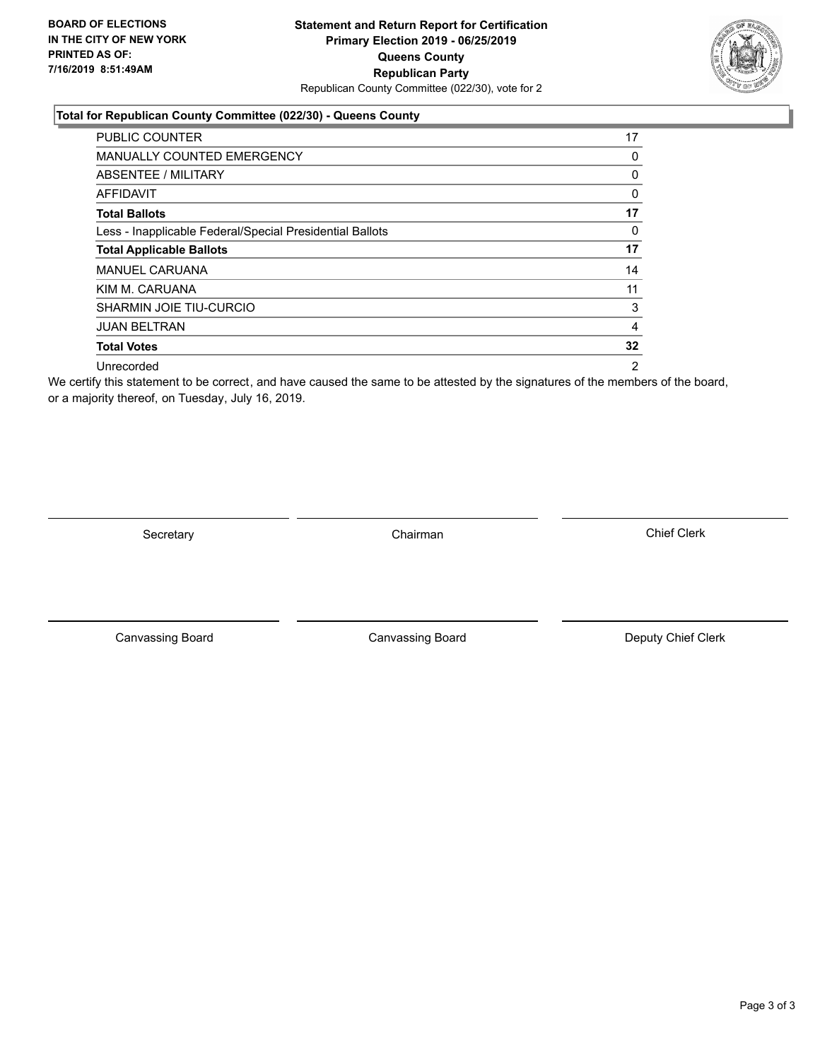**BOARD OF ELECTIONS IN THE CITY OF NEW YORK PRINTED AS OF: 7/16/2019 8:51:49AM**

**Statement and Return Report for Certification**
**Primary Election 2019 - 06/25/2019**
**Queens County**
**Republican Party**
Republican County Committee (022/30), vote for 2

**Total for Republican County Committee (022/30) - Queens County**

| | |
|---|---|
| PUBLIC COUNTER | 17 |
| MANUALLY COUNTED EMERGENCY | 0 |
| ABSENTEE / MILITARY | 0 |
| AFFIDAVIT | 0 |
| **Total Ballots** | **17** |
| Less - Inapplicable Federal/Special Presidential Ballots | 0 |
| **Total Applicable Ballots** | **17** |
| MANUEL CARUANA | 14 |
| KIM M. CARUANA | 11 |
| SHARMIN JOIE TIU-CURCIO | 3 |
| JUAN BELTRAN | 4 |
| **Total Votes** | **32** |
| Unrecorded | 2 |

We certify this statement to be correct, and have caused the same to be attested by the signatures of the members of the board, or a majority thereof, on Tuesday, July 16, 2019.

Secretary

Chairman

Chief Clerk

Canvassing Board

Canvassing Board

Deputy Chief Clerk